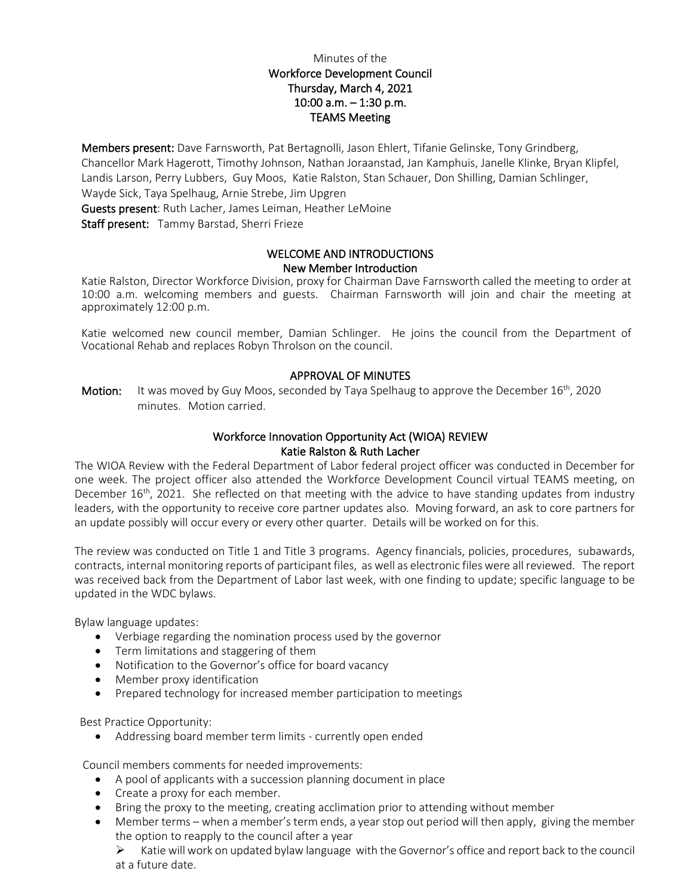Minutes of the

**Workforce Development Council**
**Thursday, March 4, 2021**
**10:00 a.m. – 1:30 p.m.**
**TEAMS Meeting**

**Members present:** Dave Farnsworth, Pat Bertagnolli, Jason Ehlert, Tifanie Gelinske, Tony Grindberg, Chancellor Mark Hagerott, Timothy Johnson, Nathan Joraanstad, Jan Kamphuis, Janelle Klinke, Bryan Klipfel, Landis Larson, Perry Lubbers, Guy Moos, Katie Ralston, Stan Schauer, Don Shilling, Damian Schlinger, Wayde Sick, Taya Spelhaug, Arnie Strebe, Jim Upgren
**Guests present**: Ruth Lacher, James Leiman, Heather LeMoine
**Staff present:** Tammy Barstad, Sherri Frieze

## WELCOME AND INTRODUCTIONS
### New Member Introduction

Katie Ralston, Director Workforce Division, proxy for Chairman Dave Farnsworth called the meeting to order at 10:00 a.m. welcoming members and guests. Chairman Farnsworth will join and chair the meeting at approximately 12:00 p.m.

Katie welcomed new council member, Damian Schlinger. He joins the council from the Department of Vocational Rehab and replaces Robyn Throlson on the council.

## APPROVAL OF MINUTES

**Motion:** It was moved by Guy Moos, seconded by Taya Spelhaug to approve the December 16th, 2020 minutes. Motion carried.

## Workforce Innovation Opportunity Act (WIOA) REVIEW
### Katie Ralston & Ruth Lacher

The WIOA Review with the Federal Department of Labor federal project officer was conducted in December for one week. The project officer also attended the Workforce Development Council virtual TEAMS meeting, on December 16th, 2021. She reflected on that meeting with the advice to have standing updates from industry leaders, with the opportunity to receive core partner updates also. Moving forward, an ask to core partners for an update possibly will occur every or every other quarter. Details will be worked on for this.

The review was conducted on Title 1 and Title 3 programs. Agency financials, policies, procedures, subawards, contracts, internal monitoring reports of participant files, as well as electronic files were all reviewed. The report was received back from the Department of Labor last week, with one finding to update; specific language to be updated in the WDC bylaws.

Bylaw language updates:

- Verbiage regarding the nomination process used by the governor
- Term limitations and staggering of them
- Notification to the Governor's office for board vacancy
- Member proxy identification
- Prepared technology for increased member participation to meetings

Best Practice Opportunity:

- Addressing board member term limits - currently open ended

Council members comments for needed improvements:

- A pool of applicants with a succession planning document in place
- Create a proxy for each member.
- Bring the proxy to the meeting, creating acclimation prior to attending without member
- Member terms – when a member's term ends, a year stop out period will then apply, giving the member the option to reapply to the council after a year
  - Katie will work on updated bylaw language with the Governor's office and report back to the council at a future date.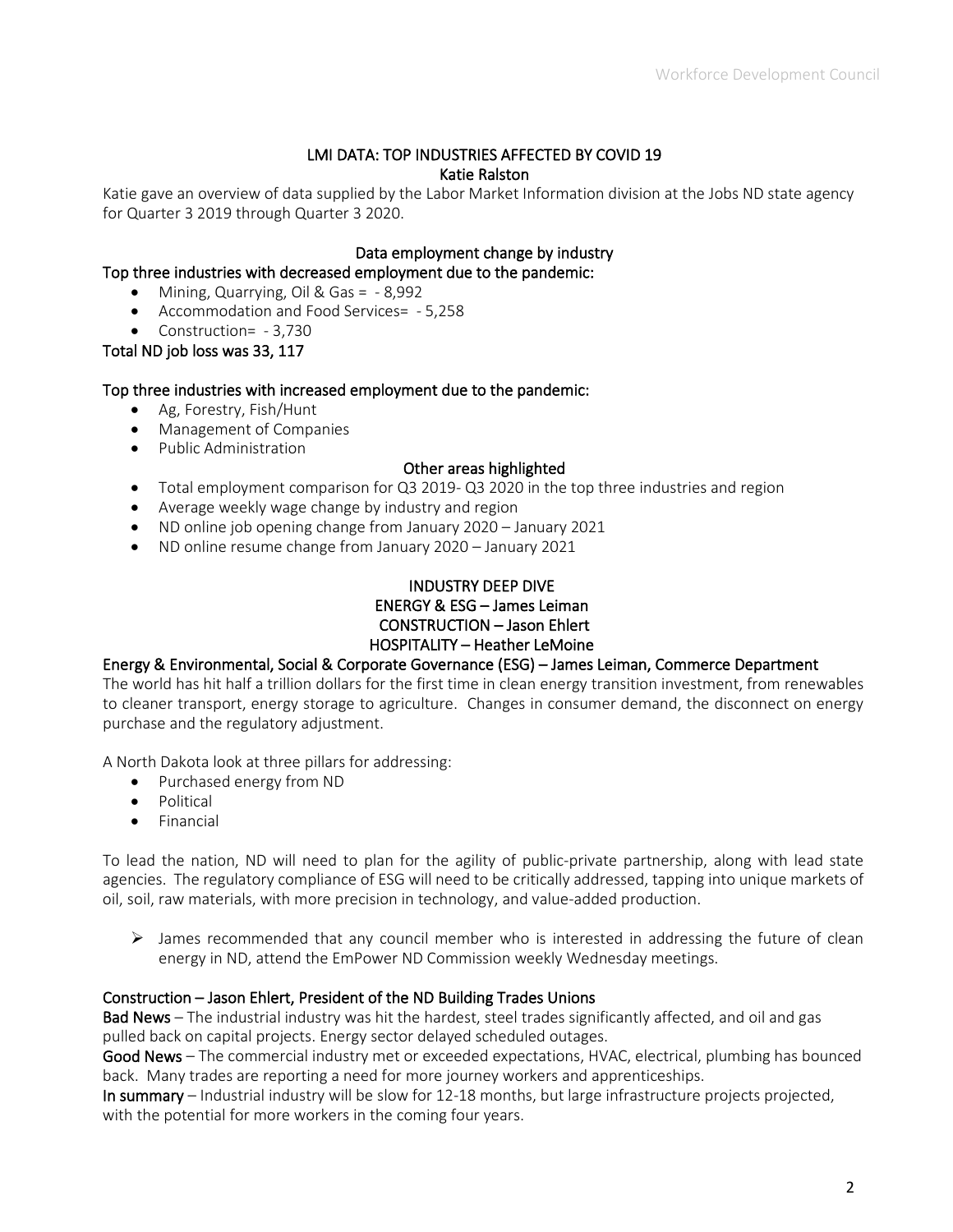## LMI DATA: TOP INDUSTRIES AFFECTED BY COVID 19
### Katie Ralston

Katie gave an overview of data supplied by the Labor Market Information division at the Jobs ND state agency for Quarter 3 2019 through Quarter 3 2020.

### Data employment change by industry

**Top three industries with decreased employment due to the pandemic:**

- Mining, Quarrying, Oil & Gas = - 8,992
- Accommodation and Food Services= - 5,258
- Construction= - 3,730

**Total ND job loss was 33, 117**

**Top three industries with increased employment due to the pandemic:**

- Ag, Forestry, Fish/Hunt
- Management of Companies
- Public Administration

### Other areas highlighted

- Total employment comparison for Q3 2019- Q3 2020 in the top three industries and region
- Average weekly wage change by industry and region
- ND online job opening change from January 2020 – January 2021
- ND online resume change from January 2020 – January 2021

## INDUSTRY DEEP DIVE
### ENERGY & ESG – James Leiman
### CONSTRUCTION – Jason Ehlert
### HOSPITALITY – Heather LeMoine

**Energy & Environmental, Social & Corporate Governance (ESG) – James Leiman, Commerce Department**

The world has hit half a trillion dollars for the first time in clean energy transition investment, from renewables to cleaner transport, energy storage to agriculture. Changes in consumer demand, the disconnect on energy purchase and the regulatory adjustment.

A North Dakota look at three pillars for addressing:

- Purchased energy from ND
- Political
- Financial

To lead the nation, ND will need to plan for the agility of public-private partnership, along with lead state agencies. The regulatory compliance of ESG will need to be critically addressed, tapping into unique markets of oil, soil, raw materials, with more precision in technology, and value-added production.

- James recommended that any council member who is interested in addressing the future of clean energy in ND, attend the EmPower ND Commission weekly Wednesday meetings.

**Construction – Jason Ehlert, President of the ND Building Trades Unions**

**Bad News** – The industrial industry was hit the hardest, steel trades significantly affected, and oil and gas pulled back on capital projects. Energy sector delayed scheduled outages.

**Good News** – The commercial industry met or exceeded expectations, HVAC, electrical, plumbing has bounced back. Many trades are reporting a need for more journey workers and apprenticeships.

**In summary** – Industrial industry will be slow for 12-18 months, but large infrastructure projects projected, with the potential for more workers in the coming four years.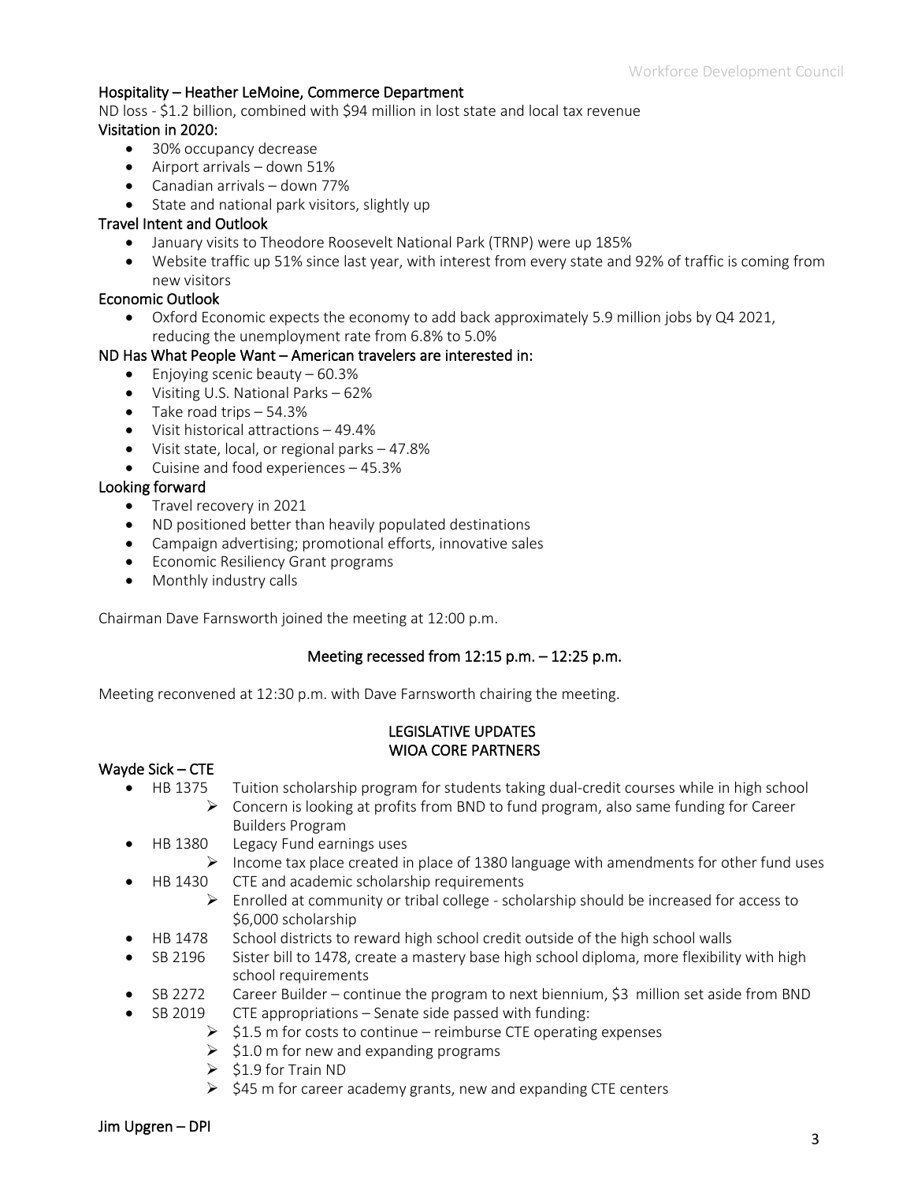### Hospitality – Heather LeMoine, Commerce Department

ND loss - $1.2 billion, combined with $94 million in lost state and local tax revenue

### Visitation in 2020:

- 30% occupancy decrease
- Airport arrivals – down 51%
- Canadian arrivals – down 77%
- State and national park visitors, slightly up

### Travel Intent and Outlook

- January visits to Theodore Roosevelt National Park (TRNP) were up 185%
- Website traffic up 51% since last year, with interest from every state and 92% of traffic is coming from new visitors

### Economic Outlook

- Oxford Economic expects the economy to add back approximately 5.9 million jobs by Q4 2021, reducing the unemployment rate from 6.8% to 5.0%

### ND Has What People Want – American travelers are interested in:

- Enjoying scenic beauty – 60.3%
- Visiting U.S. National Parks – 62%
- Take road trips – 54.3%
- Visit historical attractions – 49.4%
- Visit state, local, or regional parks – 47.8%
- Cuisine and food experiences – 45.3%

### Looking forward

- Travel recovery in 2021
- ND positioned better than heavily populated destinations
- Campaign advertising; promotional efforts, innovative sales
- Economic Resiliency Grant programs
- Monthly industry calls

Chairman Dave Farnsworth joined the meeting at 12:00 p.m.

**Meeting recessed from 12:15 p.m. – 12:25 p.m.**

Meeting reconvened at 12:30 p.m. with Dave Farnsworth chairing the meeting.

## LEGISLATIVE UPDATES
## WIOA CORE PARTNERS

### Wayde Sick – CTE

- HB 1375 Tuition scholarship program for students taking dual-credit courses while in high school
  - Concern is looking at profits from BND to fund program, also same funding for Career Builders Program
- HB 1380 Legacy Fund earnings uses
  - Income tax place created in place of 1380 language with amendments for other fund uses
- HB 1430 CTE and academic scholarship requirements
  - Enrolled at community or tribal college - scholarship should be increased for access to $6,000 scholarship
- HB 1478 School districts to reward high school credit outside of the high school walls
- SB 2196 Sister bill to 1478, create a mastery base high school diploma, more flexibility with high school requirements
- SB 2272 Career Builder – continue the program to next biennium, $3 million set aside from BND
- SB 2019 CTE appropriations – Senate side passed with funding:
  - $1.5 m for costs to continue – reimburse CTE operating expenses
  - $1.0 m for new and expanding programs
  - $1.9 for Train ND
  - $45 m for career academy grants, new and expanding CTE centers

### Jim Upgren – DPI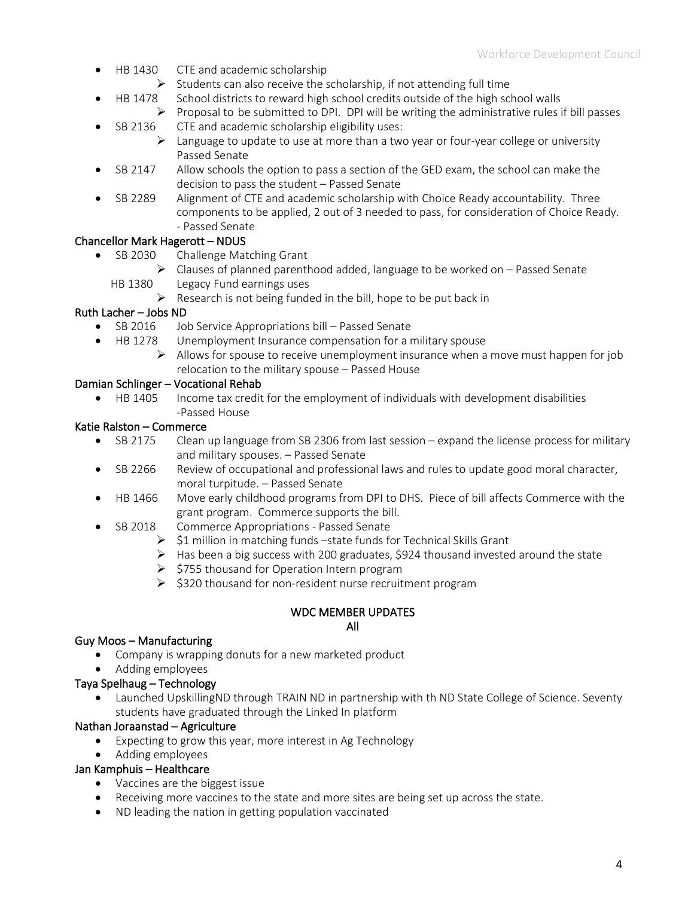- HB 1430 CTE and academic scholarship
  - Students can also receive the scholarship, if not attending full time
- HB 1478 School districts to reward high school credits outside of the high school walls
  - Proposal to be submitted to DPI. DPI will be writing the administrative rules if bill passes
- SB 2136 CTE and academic scholarship eligibility uses:
  - Language to update to use at more than a two year or four-year college or university Passed Senate
- SB 2147 Allow schools the option to pass a section of the GED exam, the school can make the decision to pass the student – Passed Senate
- SB 2289 Alignment of CTE and academic scholarship with Choice Ready accountability. Three components to be applied, 2 out of 3 needed to pass, for consideration of Choice Ready. - Passed Senate

**Chancellor Mark Hagerott – NDUS**

- SB 2030 Challenge Matching Grant
  - Clauses of planned parenthood added, language to be worked on – Passed Senate
- HB 1380 Legacy Fund earnings uses
  - Research is not being funded in the bill, hope to be put back in

**Ruth Lacher – Jobs ND**

- SB 2016 Job Service Appropriations bill – Passed Senate
- HB 1278 Unemployment Insurance compensation for a military spouse
  - Allows for spouse to receive unemployment insurance when a move must happen for job relocation to the military spouse – Passed House

**Damian Schlinger – Vocational Rehab**

- HB 1405 Income tax credit for the employment of individuals with development disabilities -Passed House

**Katie Ralston – Commerce**

- SB 2175 Clean up language from SB 2306 from last session – expand the license process for military and military spouses. – Passed Senate
- SB 2266 Review of occupational and professional laws and rules to update good moral character, moral turpitude. – Passed Senate
- HB 1466 Move early childhood programs from DPI to DHS. Piece of bill affects Commerce with the grant program. Commerce supports the bill.
- SB 2018 Commerce Appropriations - Passed Senate
  - $1 million in matching funds –state funds for Technical Skills Grant
  - Has been a big success with 200 graduates, $924 thousand invested around the state
  - $755 thousand for Operation Intern program
  - $320 thousand for non-resident nurse recruitment program

## WDC MEMBER UPDATES

All

**Guy Moos – Manufacturing**

- Company is wrapping donuts for a new marketed product
- Adding employees

**Taya Spelhaug – Technology**

- Launched UpskillingND through TRAIN ND in partnership with th ND State College of Science. Seventy students have graduated through the Linked In platform

**Nathan Joraanstad – Agriculture**

- Expecting to grow this year, more interest in Ag Technology
- Adding employees

**Jan Kamphuis – Healthcare**

- Vaccines are the biggest issue
- Receiving more vaccines to the state and more sites are being set up across the state.
- ND leading the nation in getting population vaccinated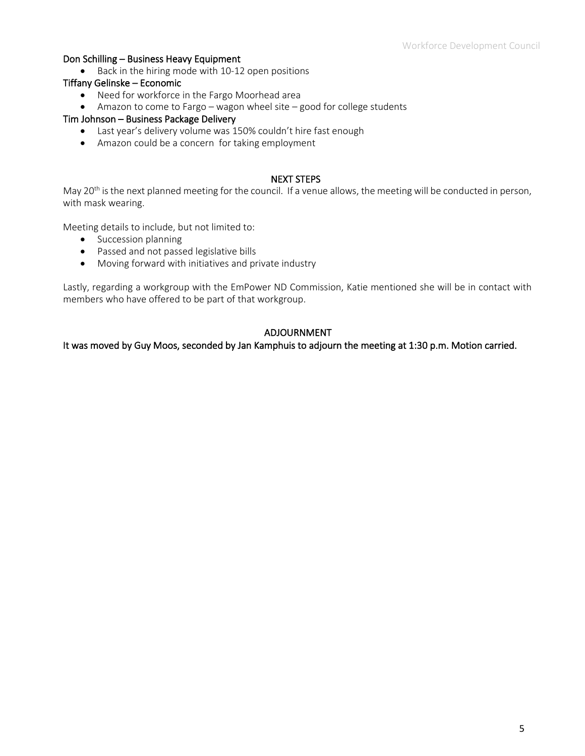Don Schilling – Business Heavy Equipment

- Back in the hiring mode with 10-12 open positions

Tiffany Gelinske – Economic

- Need for workforce in the Fargo Moorhead area
- Amazon to come to Fargo – wagon wheel site – good for college students

Tim Johnson – Business Package Delivery

- Last year's delivery volume was 150% couldn't hire fast enough
- Amazon could be a concern for taking employment

## NEXT STEPS

May 20th is the next planned meeting for the council. If a venue allows, the meeting will be conducted in person, with mask wearing.

Meeting details to include, but not limited to:

- Succession planning
- Passed and not passed legislative bills
- Moving forward with initiatives and private industry

Lastly, regarding a workgroup with the EmPower ND Commission, Katie mentioned she will be in contact with members who have offered to be part of that workgroup.

## ADJOURNMENT

**It was moved by Guy Moos, seconded by Jan Kamphuis to adjourn the meeting at 1:30 p.m. Motion carried.**